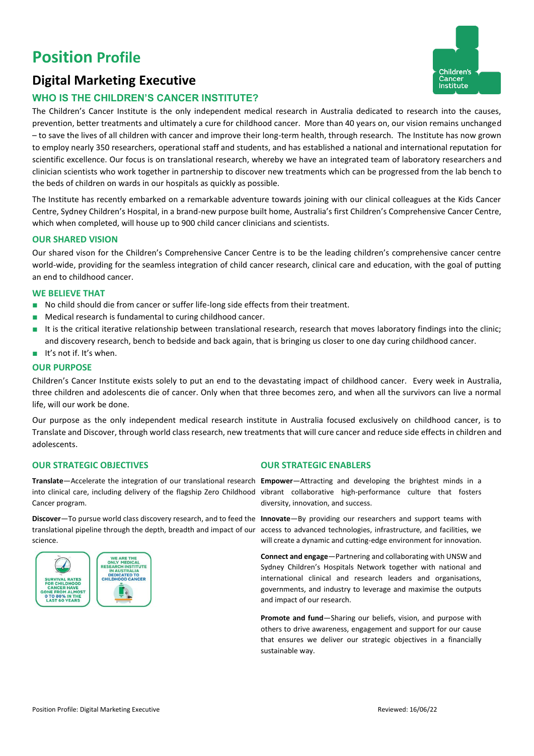# Position Profile

## Digital Marketing Executive

### WHO IS THE CHILDREN'S CANCER INSTITUTE?

The Children's Cancer Institute is the only independent medical research in Australia dedicated to research into the causes, prevention, better treatments and ultimately a cure for childhood cancer. More than 40 years on, our vision remains unchanged – to save the lives of all children with cancer and improve their long-term health, through research. The Institute has now grown to employ nearly 350 researchers, operational staff and students, and has established a national and international reputation for scientific excellence. Our focus is on translational research, whereby we have an integrated team of laboratory researchers and clinician scientists who work together in partnership to discover new treatments which can be progressed from the lab bench to the beds of children on wards in our hospitals as quickly as possible.

The Institute has recently embarked on a remarkable adventure towards joining with our clinical colleagues at the Kids Cancer Centre, Sydney Children's Hospital, in a brand-new purpose built home, Australia's first Children's Comprehensive Cancer Centre, which when completed, will house up to 900 child cancer clinicians and scientists.

### OUR SHARED VISION

Our shared vison for the Children's Comprehensive Cancer Centre is to be the leading children's comprehensive cancer centre world-wide, providing for the seamless integration of child cancer research, clinical care and education, with the goal of putting an end to childhood cancer.

### WE BELIEVE THAT

- No child should die from cancer or suffer life-long side effects from their treatment.
- Medical research is fundamental to curing childhood cancer.
- It is the critical iterative relationship between translational research, research that moves laboratory findings into the clinic; and discovery research, bench to bedside and back again, that is bringing us closer to one day curing childhood cancer.
- It's not if. It's when.

### OUR PURPOSE

Children's Cancer Institute exists solely to put an end to the devastating impact of childhood cancer. Every week in Australia, three children and adolescents die of cancer. Only when that three becomes zero, and when all the survivors can live a normal life, will our work be done.

Our purpose as the only independent medical research institute in Australia focused exclusively on childhood cancer, is to Translate and Discover, through world class research, new treatments that will cure cancer and reduce side effects in children and adolescents.

### OUR STRATEGIC OBJECTIVES

**Translate**—Accelerate the integration of our translational research into clinical care, including delivery of the flagship Zero Childhood Cancer program.

**Discover**—To pursue world class discovery research, and to feed the translational pipeline through the depth, breadth and impact of our science.

SURVIVAL RATES FOR CHILDHOOD CANCER HAVE GONE FROM ALMOST 0 TO 80% IN THE LAST 60 YEARS

WE ARE THE ONLY MEDICAL RESEARCH INSTITUTE IN AUSTRALIA DEDICATED TO CHILDHOOD CANCER

### OUR STRATEGIC ENABLERS

**Empower**—Attracting and developing the brightest minds in a vibrant collaborative high-performance culture that fosters diversity, innovation, and success.

**Innovate**—By providing our researchers and support teams with access to advanced technologies, infrastructure, and facilities, we will create a dynamic and cutting-edge environment for innovation.

**Connect and engage**—Partnering and collaborating with UNSW and Sydney Children's Hospitals Network together with national and international clinical and research leaders and organisations, governments, and industry to leverage and maximise the outputs and impact of our research.

**Promote and fund**—Sharing our beliefs, vision, and purpose with others to drive awareness, engagement and support for our cause that ensures we deliver our strategic objectives in a financially sustainable way.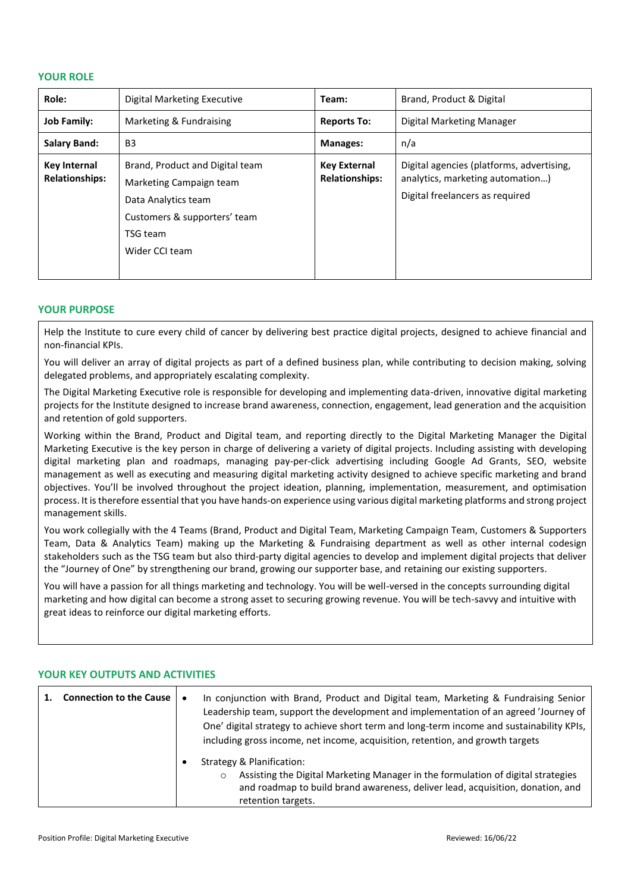## YOUR ROLE

| Role: | Digital Marketing Executive | Team: | Brand, Product & Digital |
|---|---|---|---|
| **Job Family:** | Marketing & Fundraising | **Reports To:** | Digital Marketing Manager |
| **Salary Band:** | B3 | **Manages:** | n/a |
| **Key Internal Relationships:** | Brand, Product and Digital team<br>Marketing Campaign team<br>Data Analytics team<br>Customers & supporters' team<br>TSG team<br>Wider CCI team | **Key External Relationships:** | Digital agencies (platforms, advertising, analytics, marketing automation…)<br>Digital freelancers as required |

## YOUR PURPOSE

Help the Institute to cure every child of cancer by delivering best practice digital projects, designed to achieve financial and non-financial KPIs.

You will deliver an array of digital projects as part of a defined business plan, while contributing to decision making, solving delegated problems, and appropriately escalating complexity.

The Digital Marketing Executive role is responsible for developing and implementing data-driven, innovative digital marketing projects for the Institute designed to increase brand awareness, connection, engagement, lead generation and the acquisition and retention of gold supporters.

Working within the Brand, Product and Digital team, and reporting directly to the Digital Marketing Manager the Digital Marketing Executive is the key person in charge of delivering a variety of digital projects. Including assisting with developing digital marketing plan and roadmaps, managing pay-per-click advertising including Google Ad Grants, SEO, website management as well as executing and measuring digital marketing activity designed to achieve specific marketing and brand objectives. You'll be involved throughout the project ideation, planning, implementation, measurement, and optimisation process. It is therefore essential that you have hands-on experience using various digital marketing platforms and strong project management skills.

You work collegially with the 4 Teams (Brand, Product and Digital Team, Marketing Campaign Team, Customers & Supporters Team, Data & Analytics Team) making up the Marketing & Fundraising department as well as other internal codesign stakeholders such as the TSG team but also third-party digital agencies to develop and implement digital projects that deliver the "Journey of One" by strengthening our brand, growing our supporter base, and retaining our existing supporters.

You will have a passion for all things marketing and technology. You will be well-versed in the concepts surrounding digital marketing and how digital can become a strong asset to securing growing revenue. You will be tech-savvy and intuitive with great ideas to reinforce our digital marketing efforts.

## YOUR KEY OUTPUTS AND ACTIVITIES

| 1. Connection to the Cause | |
|---|---|
| | • In conjunction with Brand, Product and Digital team, Marketing & Fundraising Senior Leadership team, support the development and implementation of an agreed 'Journey of One' digital strategy to achieve short term and long-term income and sustainability KPIs, including gross income, net income, acquisition, retention, and growth targets<br>• Strategy & Planification:<br>&nbsp;&nbsp;&nbsp;&nbsp;○ Assisting the Digital Marketing Manager in the formulation of digital strategies and roadmap to build brand awareness, deliver lead, acquisition, donation, and retention targets. |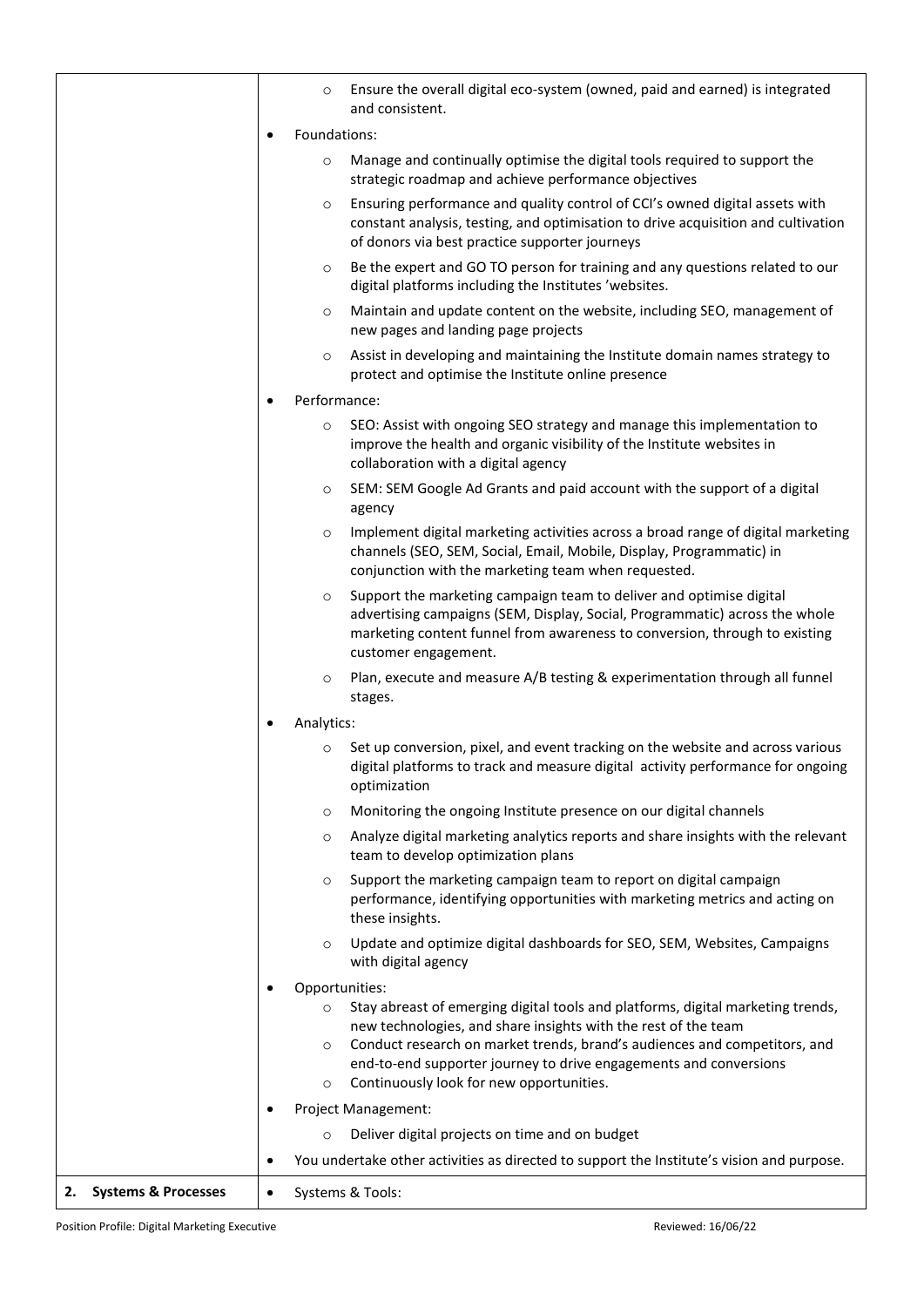| | |
|---|---|
| | - Ensure the overall digital eco-system (owned, paid and earned) is integrated and consistent.<br>• Foundations:<br>- Manage and continually optimise the digital tools required to support the strategic roadmap and achieve performance objectives<br>- Ensuring performance and quality control of CCI's owned digital assets with constant analysis, testing, and optimisation to drive acquisition and cultivation of donors via best practice supporter journeys<br>- Be the expert and GO TO person for training and any questions related to our digital platforms including the Institutes 'websites.<br>- Maintain and update content on the website, including SEO, management of new pages and landing page projects<br>- Assist in developing and maintaining the Institute domain names strategy to protect and optimise the Institute online presence<br>• Performance:<br>- SEO: Assist with ongoing SEO strategy and manage this implementation to improve the health and organic visibility of the Institute websites in collaboration with a digital agency<br>- SEM: SEM Google Ad Grants and paid account with the support of a digital agency<br>- Implement digital marketing activities across a broad range of digital marketing channels (SEO, SEM, Social, Email, Mobile, Display, Programmatic) in conjunction with the marketing team when requested.<br>- Support the marketing campaign team to deliver and optimise digital advertising campaigns (SEM, Display, Social, Programmatic) across the whole marketing content funnel from awareness to conversion, through to existing customer engagement.<br>- Plan, execute and measure A/B testing & experimentation through all funnel stages.<br>• Analytics:<br>- Set up conversion, pixel, and event tracking on the website and across various digital platforms to track and measure digital activity performance for ongoing optimization<br>- Monitoring the ongoing Institute presence on our digital channels<br>- Analyze digital marketing analytics reports and share insights with the relevant team to develop optimization plans<br>- Support the marketing campaign team to report on digital campaign performance, identifying opportunities with marketing metrics and acting on these insights.<br>- Update and optimize digital dashboards for SEO, SEM, Websites, Campaigns with digital agency<br>• Opportunities:<br>- Stay abreast of emerging digital tools and platforms, digital marketing trends, new technologies, and share insights with the rest of the team<br>- Conduct research on market trends, brand's audiences and competitors, and end-to-end supporter journey to drive engagements and conversions<br>- Continuously look for new opportunities.<br>• Project Management:<br>- Deliver digital projects on time and on budget<br>• You undertake other activities as directed to support the Institute's vision and purpose. |
| **2. Systems & Processes** | • Systems & Tools: |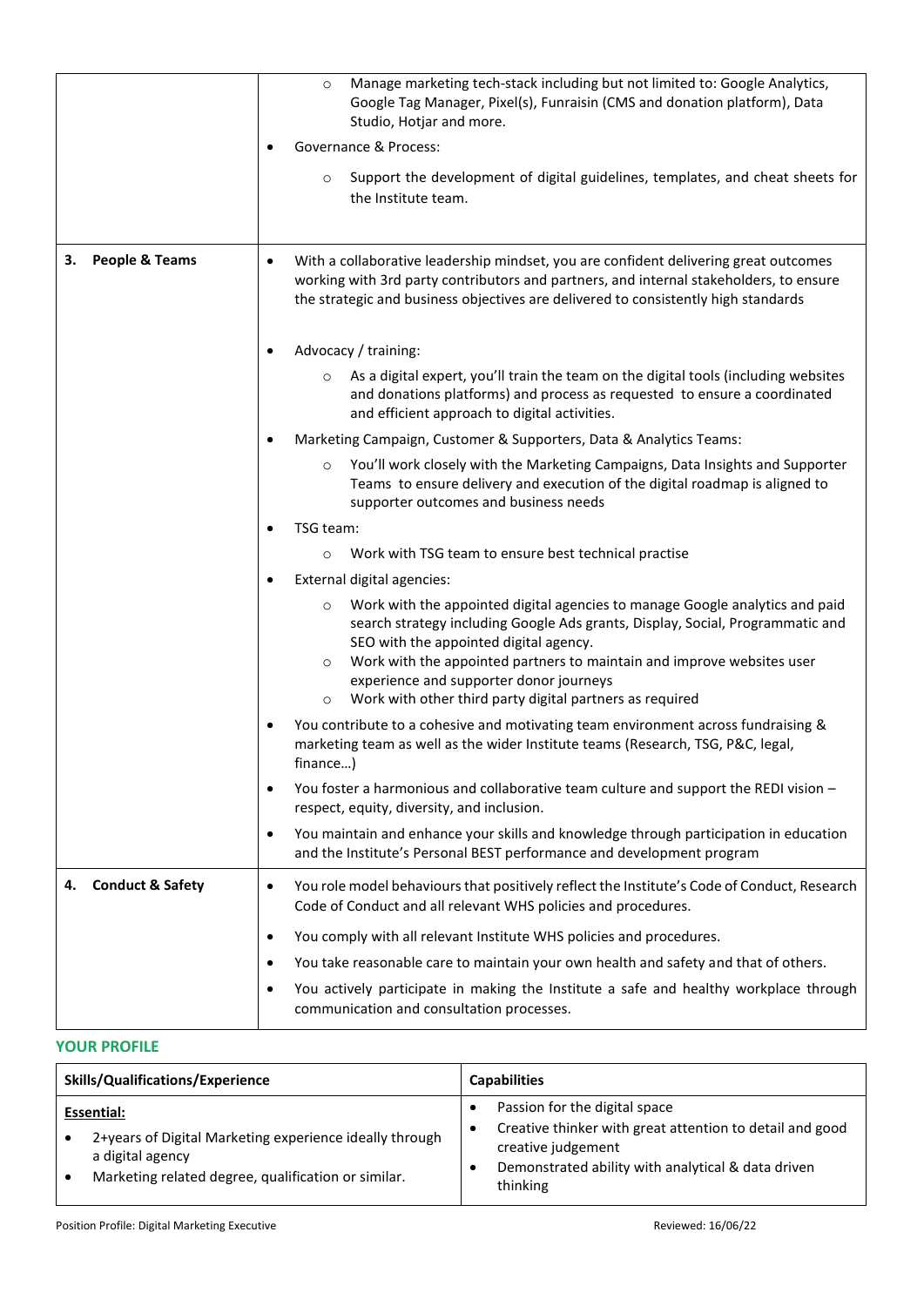| | |
|---|---|
| | ◦ Manage marketing tech-stack including but not limited to: Google Analytics, Google Tag Manager, Pixel(s), Funraisin (CMS and donation platform), Data Studio, Hotjar and more.<br>• Governance & Process:<br>◦ Support the development of digital guidelines, templates, and cheat sheets for the Institute team. |
| **3. People & Teams** | • With a collaborative leadership mindset, you are confident delivering great outcomes working with 3rd party contributors and partners, and internal stakeholders, to ensure the strategic and business objectives are delivered to consistently high standards<br>• Advocacy / training:<br>◦ As a digital expert, you'll train the team on the digital tools (including websites and donations platforms) and process as requested to ensure a coordinated and efficient approach to digital activities.<br>• Marketing Campaign, Customer & Supporters, Data & Analytics Teams:<br>◦ You'll work closely with the Marketing Campaigns, Data Insights and Supporter Teams to ensure delivery and execution of the digital roadmap is aligned to supporter outcomes and business needs<br>• TSG team:<br>◦ Work with TSG team to ensure best technical practise<br>• External digital agencies:<br>◦ Work with the appointed digital agencies to manage Google analytics and paid search strategy including Google Ads grants, Display, Social, Programmatic and SEO with the appointed digital agency.<br>◦ Work with the appointed partners to maintain and improve websites user experience and supporter donor journeys<br>◦ Work with other third party digital partners as required<br>• You contribute to a cohesive and motivating team environment across fundraising & marketing team as well as the wider Institute teams (Research, TSG, P&C, legal, finance…)<br>• You foster a harmonious and collaborative team culture and support the REDI vision – respect, equity, diversity, and inclusion.<br>• You maintain and enhance your skills and knowledge through participation in education and the Institute's Personal BEST performance and development program |
| **4. Conduct & Safety** | • You role model behaviours that positively reflect the Institute's Code of Conduct, Research Code of Conduct and all relevant WHS policies and procedures.<br>• You comply with all relevant Institute WHS policies and procedures.<br>• You take reasonable care to maintain your own health and safety and that of others.<br>• You actively participate in making the Institute a safe and healthy workplace through communication and consultation processes. |

## YOUR PROFILE

| Skills/Qualifications/Experience | Capabilities |
|---|---|
| **Essential:**<br>• 2+years of Digital Marketing experience ideally through a digital agency<br>• Marketing related degree, qualification or similar. | • Passion for the digital space<br>• Creative thinker with great attention to detail and good creative judgement<br>• Demonstrated ability with analytical & data driven thinking |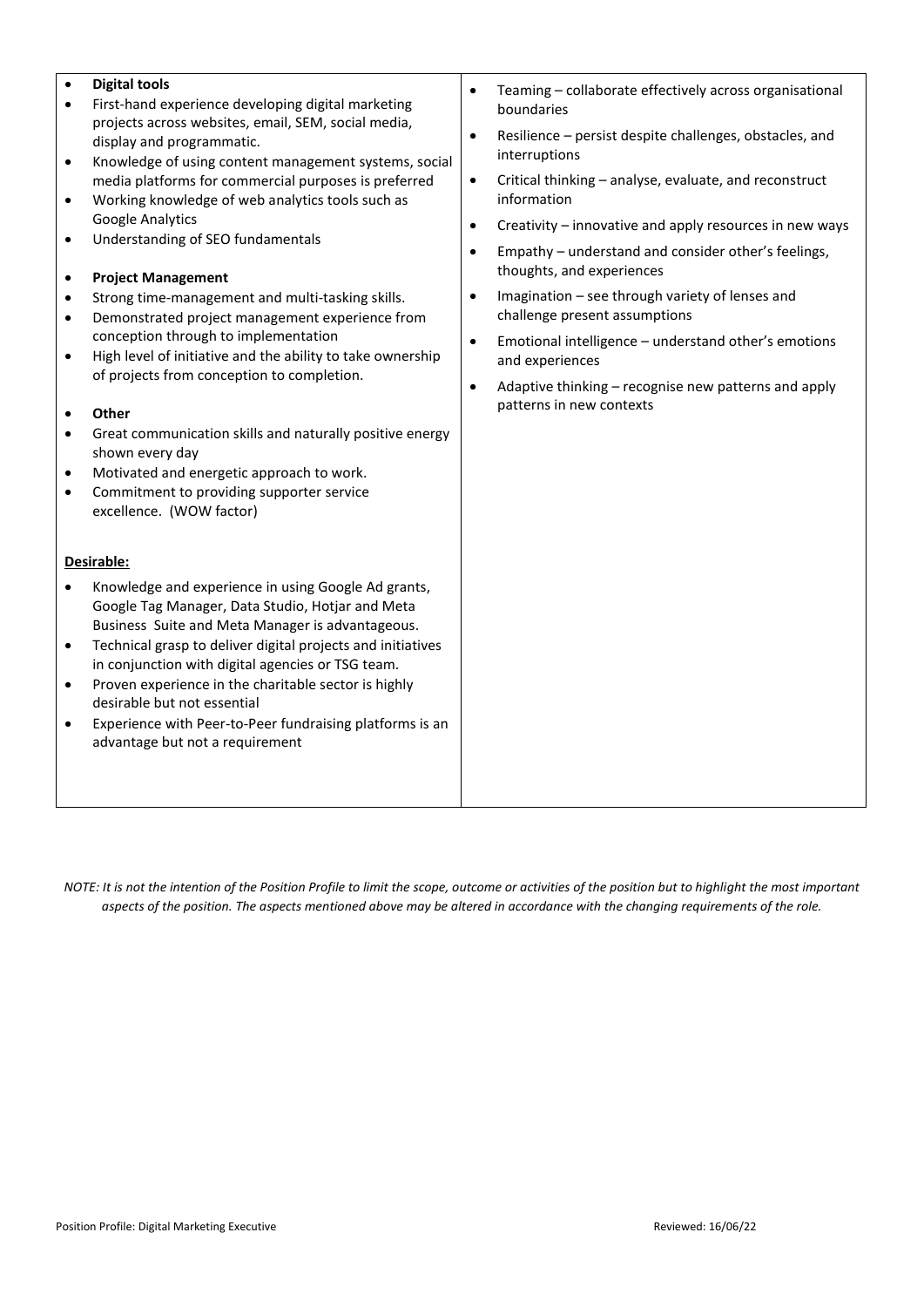| | |
|---|---|
| • **Digital tools**<br>• First-hand experience developing digital marketing projects across websites, email, SEM, social media, display and programmatic.<br>• Knowledge of using content management systems, social media platforms for commercial purposes is preferred<br>• Working knowledge of web analytics tools such as Google Analytics<br>• Understanding of SEO fundamentals<br><br>• **Project Management**<br>• Strong time-management and multi-tasking skills.<br>• Demonstrated project management experience from conception through to implementation<br>• High level of initiative and the ability to take ownership of projects from conception to completion.<br><br>• **Other**<br>• Great communication skills and naturally positive energy shown every day<br>• Motivated and energetic approach to work.<br>• Commitment to providing supporter service excellence. (WOW factor)<br><br>**Desirable:**<br>• Knowledge and experience in using Google Ad grants, Google Tag Manager, Data Studio, Hotjar and Meta Business Suite and Meta Manager is advantageous.<br>• Technical grasp to deliver digital projects and initiatives in conjunction with digital agencies or TSG team.<br>• Proven experience in the charitable sector is highly desirable but not essential<br>• Experience with Peer-to-Peer fundraising platforms is an advantage but not a requirement | • Teaming – collaborate effectively across organisational boundaries<br>• Resilience – persist despite challenges, obstacles, and interruptions<br>• Critical thinking – analyse, evaluate, and reconstruct information<br>• Creativity – innovative and apply resources in new ways<br>• Empathy – understand and consider other's feelings, thoughts, and experiences<br>• Imagination – see through variety of lenses and challenge present assumptions<br>• Emotional intelligence – understand other's emotions and experiences<br>• Adaptive thinking – recognise new patterns and apply patterns in new contexts |

*NOTE: It is not the intention of the Position Profile to limit the scope, outcome or activities of the position but to highlight the most important aspects of the position. The aspects mentioned above may be altered in accordance with the changing requirements of the role.*